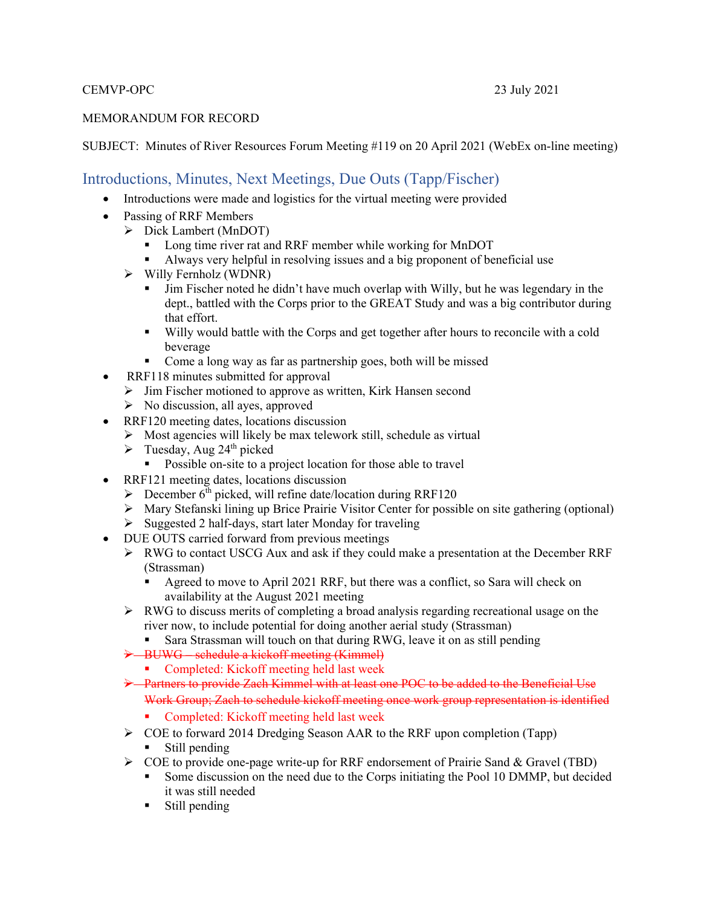CEMVP-OPC 23 July 2021

MEMORANDUM FOR RECORD

SUBJECT: Minutes of River Resources Forum Meeting #119 on 20 April 2021 (WebEx on-line meeting)

## Introductions, Minutes, Next Meetings, Due Outs (Tapp/Fischer)

- Introductions were made and logistics for the virtual meeting were provided
- Passing of RRF Members
  - Dick Lambert (MnDOT)
    - Long time river rat and RRF member while working for MnDOT
    - Always very helpful in resolving issues and a big proponent of beneficial use
  - Willy Fernholz (WDNR)
    - Jim Fischer noted he didn't have much overlap with Willy, but he was legendary in the dept., battled with the Corps prior to the GREAT Study and was a big contributor during that effort.
    - Willy would battle with the Corps and get together after hours to reconcile with a cold beverage
    - Come a long way as far as partnership goes, both will be missed
- RRF118 minutes submitted for approval
  - Jim Fischer motioned to approve as written, Kirk Hansen second
  - No discussion, all ayes, approved
- RRF120 meeting dates, locations discussion
  - Most agencies will likely be max telework still, schedule as virtual
  - Tuesday, Aug 24th picked
    - Possible on-site to a project location for those able to travel
- RRF121 meeting dates, locations discussion
  - December 6th picked, will refine date/location during RRF120
  - Mary Stefanski lining up Brice Prairie Visitor Center for possible on site gathering (optional)
  - Suggested 2 half-days, start later Monday for traveling
- DUE OUTS carried forward from previous meetings
  - RWG to contact USCG Aux and ask if they could make a presentation at the December RRF (Strassman)
    - Agreed to move to April 2021 RRF, but there was a conflict, so Sara will check on availability at the August 2021 meeting
  - RWG to discuss merits of completing a broad analysis regarding recreational usage on the river now, to include potential for doing another aerial study (Strassman)
    - Sara Strassman will touch on that during RWG, leave it on as still pending
  - ~~BUWG – schedule a kickoff meeting (Kimmel)~~
    - Completed: Kickoff meeting held last week
  - ~~Partners to provide Zach Kimmel with at least one POC to be added to the Beneficial Use Work Group; Zach to schedule kickoff meeting once work group representation is identified~~
    - Completed: Kickoff meeting held last week
  - COE to forward 2014 Dredging Season AAR to the RRF upon completion (Tapp)
    - Still pending
  - COE to provide one-page write-up for RRF endorsement of Prairie Sand & Gravel (TBD)
    - Some discussion on the need due to the Corps initiating the Pool 10 DMMP, but decided it was still needed
    - Still pending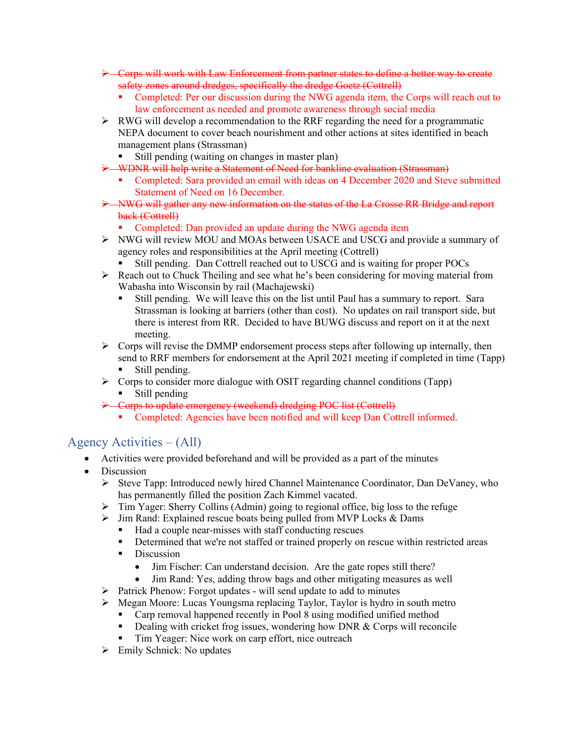- ~~Corps will work with Law Enforcement from partner states to define a better way to create safety zones around dredges, specifically the dredge Goetz (Cottrell)~~
  - Completed: Per our discussion during the NWG agenda item, the Corps will reach out to law enforcement as needed and promote awareness through social media
- RWG will develop a recommendation to the RRF regarding the need for a programmatic NEPA document to cover beach nourishment and other actions at sites identified in beach management plans (Strassman)
  - Still pending (waiting on changes in master plan)
- ~~WDNR will help write a Statement of Need for bankline evaluation (Strassman)~~
  - Completed: Sara provided an email with ideas on 4 December 2020 and Steve submitted Statement of Need on 16 December.
- ~~NWG will gather any new information on the status of the La Crosse RR Bridge and report back (Cottrell)~~
  - Completed: Dan provided an update during the NWG agenda item
- NWG will review MOU and MOAs between USACE and USCG and provide a summary of agency roles and responsibilities at the April meeting (Cottrell)
  - Still pending. Dan Cottrell reached out to USCG and is waiting for proper POCs
- Reach out to Chuck Theiling and see what he's been considering for moving material from Wabasha into Wisconsin by rail (Machajewski)
  - Still pending. We will leave this on the list until Paul has a summary to report. Sara Strassman is looking at barriers (other than cost). No updates on rail transport side, but there is interest from RR. Decided to have BUWG discuss and report on it at the next meeting.
- Corps will revise the DMMP endorsement process steps after following up internally, then send to RRF members for endorsement at the April 2021 meeting if completed in time (Tapp)
  - Still pending.
- Corps to consider more dialogue with OSIT regarding channel conditions (Tapp)
  - Still pending
- ~~Corps to update emergency (weekend) dredging POC list (Cottrell)~~
  - Completed: Agencies have been notified and will keep Dan Cottrell informed.

## Agency Activities – (All)

- Activities were provided beforehand and will be provided as a part of the minutes
- Discussion
  - Steve Tapp: Introduced newly hired Channel Maintenance Coordinator, Dan DeVaney, who has permanently filled the position Zach Kimmel vacated.
  - Tim Yager: Sherry Collins (Admin) going to regional office, big loss to the refuge
  - Jim Rand: Explained rescue boats being pulled from MVP Locks & Dams
    - Had a couple near-misses with staff conducting rescues
    - Determined that we're not staffed or trained properly on rescue within restricted areas
    - Discussion
      - Jim Fischer: Can understand decision. Are the gate ropes still there?
      - Jim Rand: Yes, adding throw bags and other mitigating measures as well
  - Patrick Phenow: Forgot updates - will send update to add to minutes
  - Megan Moore: Lucas Youngsma replacing Taylor, Taylor is hydro in south metro
    - Carp removal happened recently in Pool 8 using modified unified method
    - Dealing with cricket frog issues, wondering how DNR & Corps will reconcile
    - Tim Yeager: Nice work on carp effort, nice outreach
  - Emily Schnick: No updates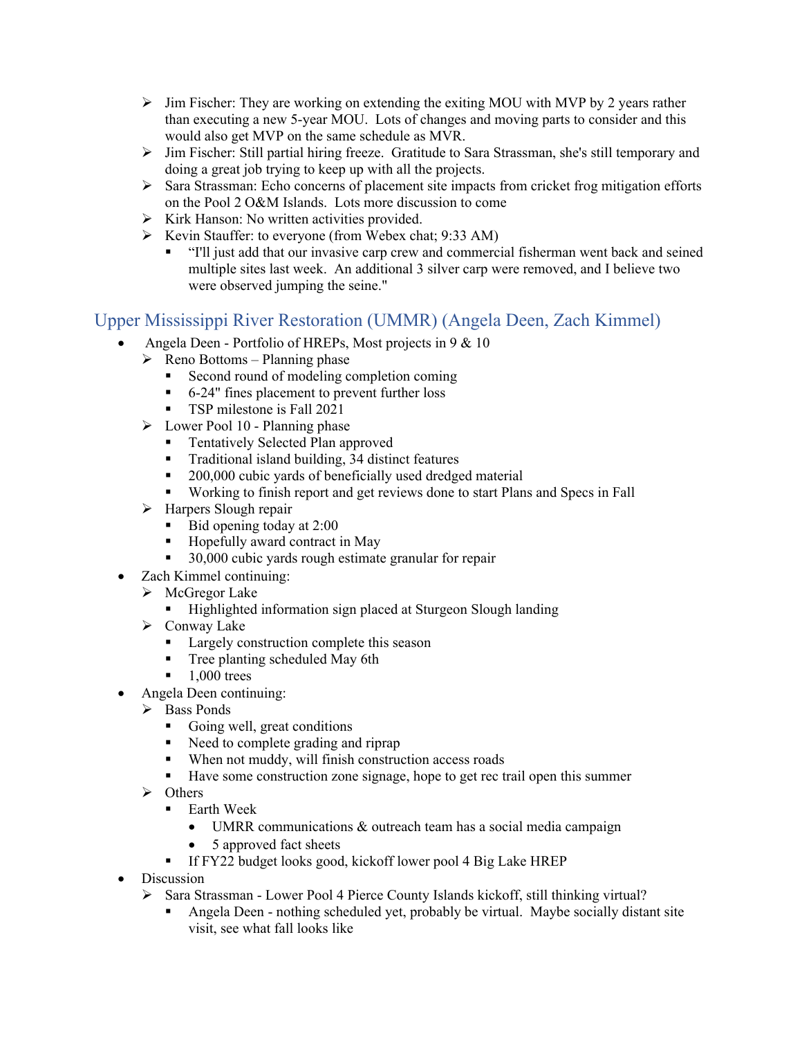- Jim Fischer: They are working on extending the exiting MOU with MVP by 2 years rather than executing a new 5-year MOU. Lots of changes and moving parts to consider and this would also get MVP on the same schedule as MVR.
- Jim Fischer: Still partial hiring freeze. Gratitude to Sara Strassman, she's still temporary and doing a great job trying to keep up with all the projects.
- Sara Strassman: Echo concerns of placement site impacts from cricket frog mitigation efforts on the Pool 2 O&M Islands. Lots more discussion to come
- Kirk Hanson: No written activities provided.
- Kevin Stauffer: to everyone (from Webex chat; 9:33 AM)
  - "I'll just add that our invasive carp crew and commercial fisherman went back and seined multiple sites last week. An additional 3 silver carp were removed, and I believe two were observed jumping the seine."

## Upper Mississippi River Restoration (UMMR) (Angela Deen, Zach Kimmel)

- Angela Deen - Portfolio of HREPs, Most projects in 9 & 10
  - Reno Bottoms – Planning phase
    - Second round of modeling completion coming
    - 6-24" fines placement to prevent further loss
    - TSP milestone is Fall 2021
  - Lower Pool 10 - Planning phase
    - Tentatively Selected Plan approved
    - Traditional island building, 34 distinct features
    - 200,000 cubic yards of beneficially used dredged material
    - Working to finish report and get reviews done to start Plans and Specs in Fall
  - Harpers Slough repair
    - Bid opening today at 2:00
    - Hopefully award contract in May
    - 30,000 cubic yards rough estimate granular for repair
- Zach Kimmel continuing:
  - McGregor Lake
    - Highlighted information sign placed at Sturgeon Slough landing
  - Conway Lake
    - Largely construction complete this season
    - Tree planting scheduled May 6th
    - 1,000 trees
- Angela Deen continuing:
  - Bass Ponds
    - Going well, great conditions
    - Need to complete grading and riprap
    - When not muddy, will finish construction access roads
    - Have some construction zone signage, hope to get rec trail open this summer
  - Others
    - Earth Week
      - UMRR communications & outreach team has a social media campaign
      - 5 approved fact sheets
    - If FY22 budget looks good, kickoff lower pool 4 Big Lake HREP
- Discussion
  - Sara Strassman - Lower Pool 4 Pierce County Islands kickoff, still thinking virtual?
    - Angela Deen - nothing scheduled yet, probably be virtual. Maybe socially distant site visit, see what fall looks like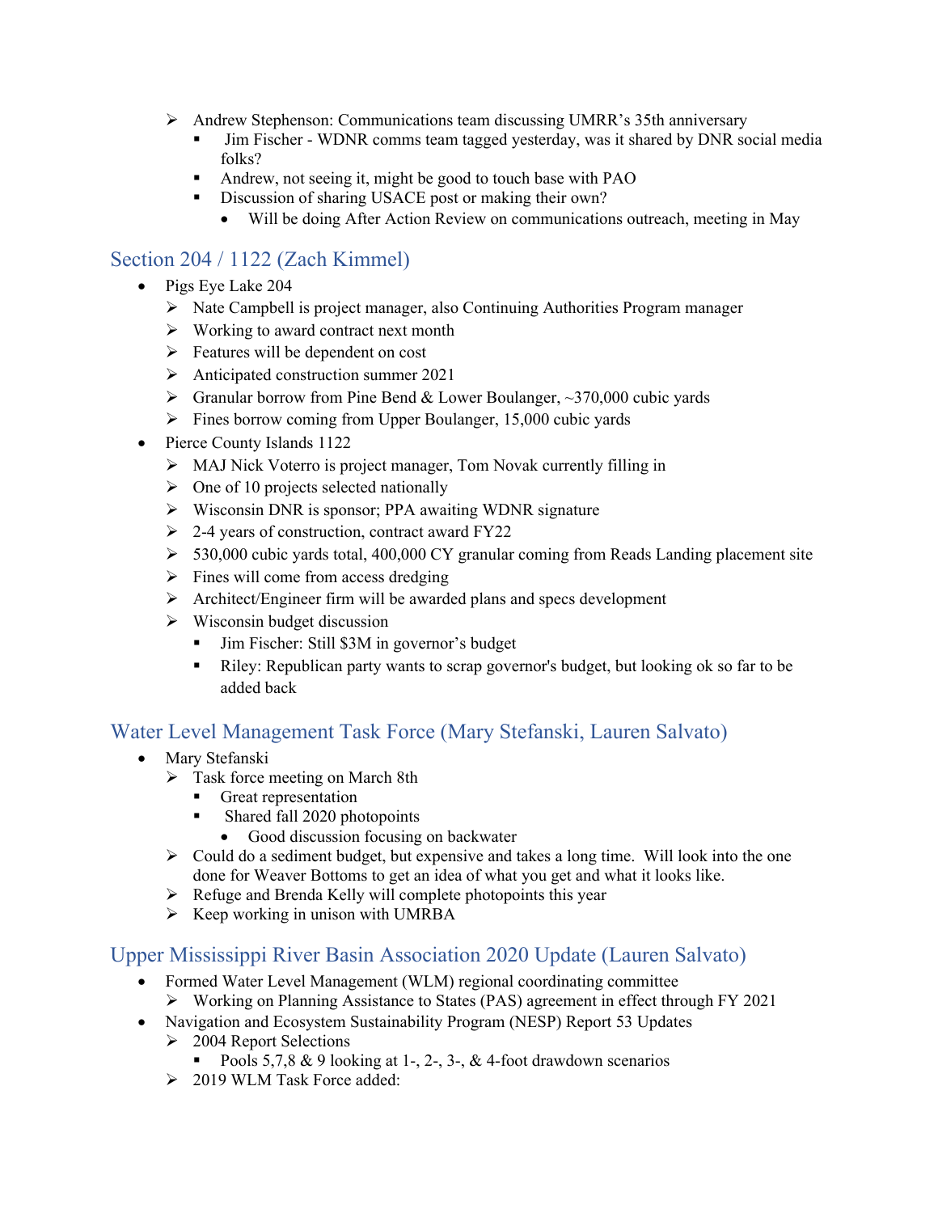- Andrew Stephenson: Communications team discussing UMRR's 35th anniversary
    - Jim Fischer - WDNR comms team tagged yesterday, was it shared by DNR social media folks?
    - Andrew, not seeing it, might be good to touch base with PAO
    - Discussion of sharing USACE post or making their own?
        - Will be doing After Action Review on communications outreach, meeting in May

## Section 204 / 1122 (Zach Kimmel)

- Pigs Eye Lake 204
    - Nate Campbell is project manager, also Continuing Authorities Program manager
    - Working to award contract next month
    - Features will be dependent on cost
    - Anticipated construction summer 2021
    - Granular borrow from Pine Bend & Lower Boulanger, ~370,000 cubic yards
    - Fines borrow coming from Upper Boulanger, 15,000 cubic yards
- Pierce County Islands 1122
    - MAJ Nick Voterro is project manager, Tom Novak currently filling in
    - One of 10 projects selected nationally
    - Wisconsin DNR is sponsor; PPA awaiting WDNR signature
    - 2-4 years of construction, contract award FY22
    - 530,000 cubic yards total, 400,000 CY granular coming from Reads Landing placement site
    - Fines will come from access dredging
    - Architect/Engineer firm will be awarded plans and specs development
    - Wisconsin budget discussion
        - Jim Fischer: Still $3M in governor's budget
        - Riley: Republican party wants to scrap governor's budget, but looking ok so far to be added back

## Water Level Management Task Force (Mary Stefanski, Lauren Salvato)

- Mary Stefanski
    - Task force meeting on March 8th
        - Great representation
        - Shared fall 2020 photopoints
            - Good discussion focusing on backwater
    - Could do a sediment budget, but expensive and takes a long time. Will look into the one done for Weaver Bottoms to get an idea of what you get and what it looks like.
    - Refuge and Brenda Kelly will complete photopoints this year
    - Keep working in unison with UMRBA

## Upper Mississippi River Basin Association 2020 Update (Lauren Salvato)

- Formed Water Level Management (WLM) regional coordinating committee
    - Working on Planning Assistance to States (PAS) agreement in effect through FY 2021
- Navigation and Ecosystem Sustainability Program (NESP) Report 53 Updates
    - 2004 Report Selections
        - Pools 5,7,8 & 9 looking at 1-, 2-, 3-, & 4-foot drawdown scenarios
    - 2019 WLM Task Force added: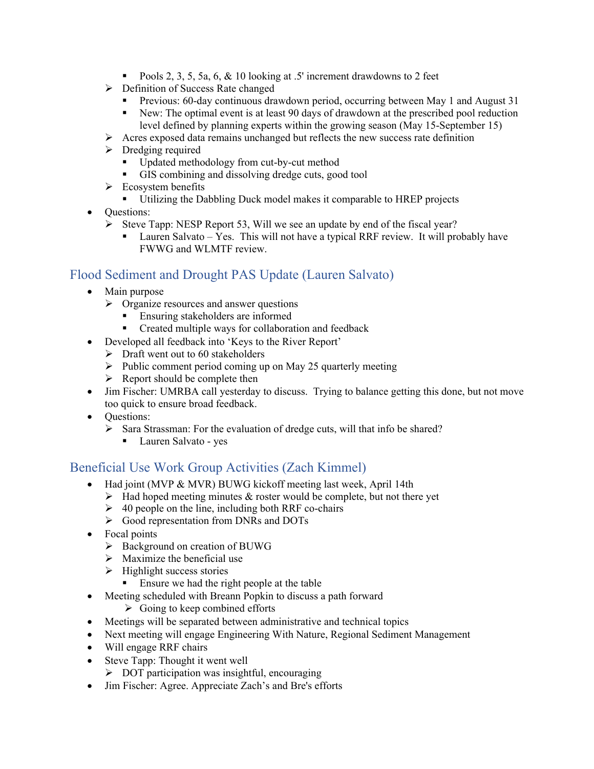- Pools 2, 3, 5, 5a, 6, & 10 looking at .5' increment drawdowns to 2 feet
  - Definition of Success Rate changed
      - Previous: 60-day continuous drawdown period, occurring between May 1 and August 31
      - New: The optimal event is at least 90 days of drawdown at the prescribed pool reduction level defined by planning experts within the growing season (May 15-September 15)
  - Acres exposed data remains unchanged but reflects the new success rate definition
  - Dredging required
      - Updated methodology from cut-by-cut method
      - GIS combining and dissolving dredge cuts, good tool
  - Ecosystem benefits
      - Utilizing the Dabbling Duck model makes it comparable to HREP projects
- Questions:
  - Steve Tapp: NESP Report 53, Will we see an update by end of the fiscal year?
      - Lauren Salvato – Yes. This will not have a typical RRF review. It will probably have FWWG and WLMTF review.

## Flood Sediment and Drought PAS Update (Lauren Salvato)

- Main purpose
  - Organize resources and answer questions
      - Ensuring stakeholders are informed
      - Created multiple ways for collaboration and feedback
- Developed all feedback into 'Keys to the River Report'
  - Draft went out to 60 stakeholders
  - Public comment period coming up on May 25 quarterly meeting
  - Report should be complete then
- Jim Fischer: UMRBA call yesterday to discuss. Trying to balance getting this done, but not move too quick to ensure broad feedback.
- Questions:
  - Sara Strassman: For the evaluation of dredge cuts, will that info be shared?
      - Lauren Salvato - yes

## Beneficial Use Work Group Activities (Zach Kimmel)

- Had joint (MVP & MVR) BUWG kickoff meeting last week, April 14th
  - Had hoped meeting minutes & roster would be complete, but not there yet
  - 40 people on the line, including both RRF co-chairs
  - Good representation from DNRs and DOTs
- Focal points
  - Background on creation of BUWG
  - Maximize the beneficial use
  - Highlight success stories
      - Ensure we had the right people at the table
- Meeting scheduled with Breann Popkin to discuss a path forward
  - Going to keep combined efforts
- Meetings will be separated between administrative and technical topics
- Next meeting will engage Engineering With Nature, Regional Sediment Management
- Will engage RRF chairs
- Steve Tapp: Thought it went well
  - DOT participation was insightful, encouraging
- Jim Fischer: Agree. Appreciate Zach's and Bre's efforts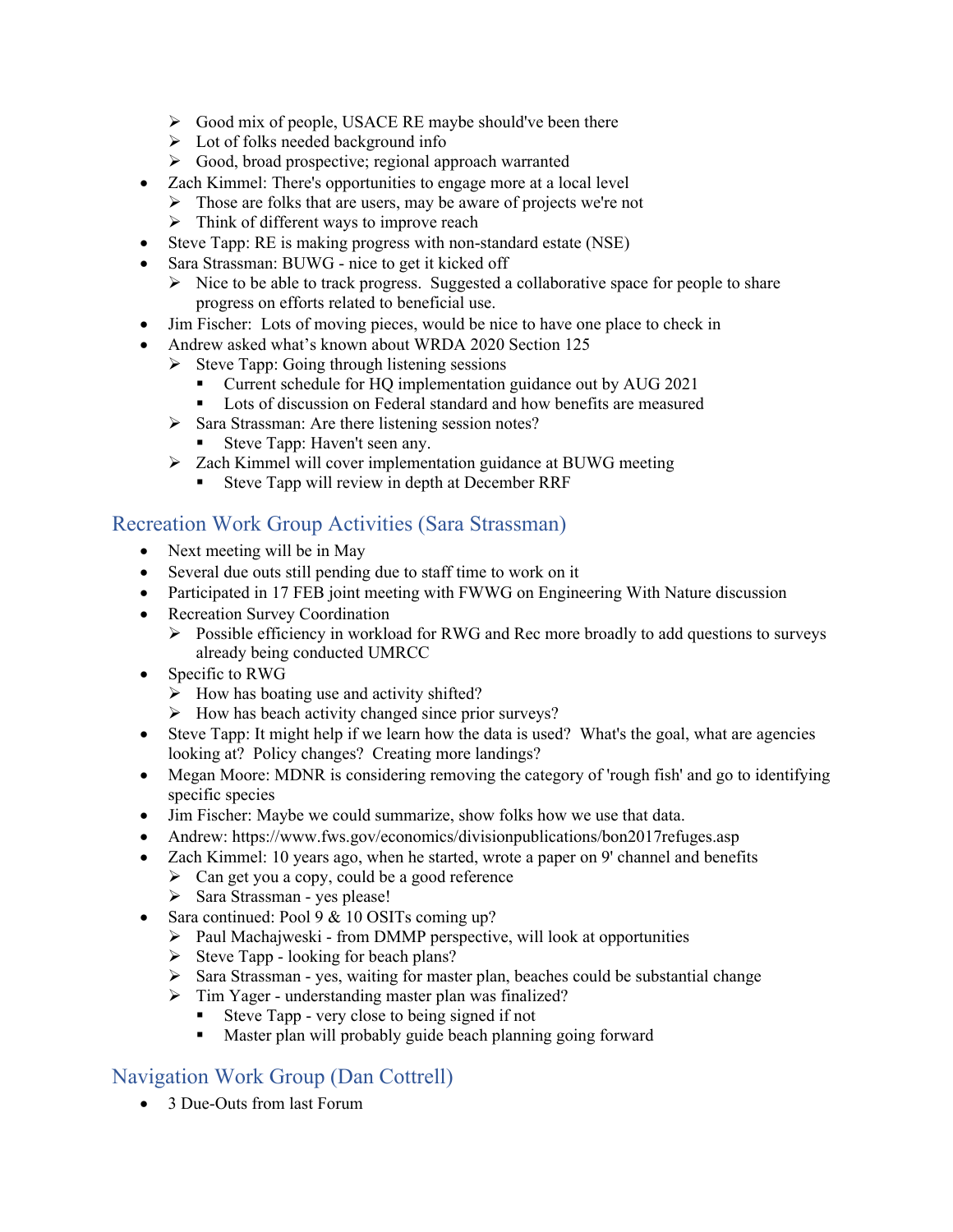- Good mix of people, USACE RE maybe should've been there
  - Lot of folks needed background info
  - Good, broad prospective; regional approach warranted
- Zach Kimmel: There's opportunities to engage more at a local level
  - Those are folks that are users, may be aware of projects we're not
  - Think of different ways to improve reach
- Steve Tapp: RE is making progress with non-standard estate (NSE)
- Sara Strassman: BUWG - nice to get it kicked off
  - Nice to be able to track progress. Suggested a collaborative space for people to share progress on efforts related to beneficial use.
- Jim Fischer: Lots of moving pieces, would be nice to have one place to check in
- Andrew asked what's known about WRDA 2020 Section 125
  - Steve Tapp: Going through listening sessions
    - Current schedule for HQ implementation guidance out by AUG 2021
    - Lots of discussion on Federal standard and how benefits are measured
  - Sara Strassman: Are there listening session notes?
    - Steve Tapp: Haven't seen any.
  - Zach Kimmel will cover implementation guidance at BUWG meeting
    - Steve Tapp will review in depth at December RRF

## Recreation Work Group Activities (Sara Strassman)

- Next meeting will be in May
- Several due outs still pending due to staff time to work on it
- Participated in 17 FEB joint meeting with FWWG on Engineering With Nature discussion
- Recreation Survey Coordination
  - Possible efficiency in workload for RWG and Rec more broadly to add questions to surveys already being conducted UMRCC
- Specific to RWG
  - How has boating use and activity shifted?
  - How has beach activity changed since prior surveys?
- Steve Tapp: It might help if we learn how the data is used? What's the goal, what are agencies looking at? Policy changes? Creating more landings?
- Megan Moore: MDNR is considering removing the category of 'rough fish' and go to identifying specific species
- Jim Fischer: Maybe we could summarize, show folks how we use that data.
- Andrew: https://www.fws.gov/economics/divisionpublications/bon2017refuges.asp
- Zach Kimmel: 10 years ago, when he started, wrote a paper on 9' channel and benefits
  - Can get you a copy, could be a good reference
  - Sara Strassman - yes please!
- Sara continued: Pool 9 & 10 OSITs coming up?
  - Paul Machajwski - from DMMP perspective, will look at opportunities
  - Steve Tapp - looking for beach plans?
  - Sara Strassman - yes, waiting for master plan, beaches could be substantial change
  - Tim Yager - understanding master plan was finalized?
    - Steve Tapp - very close to being signed if not
    - Master plan will probably guide beach planning going forward

## Navigation Work Group (Dan Cottrell)

- 3 Due-Outs from last Forum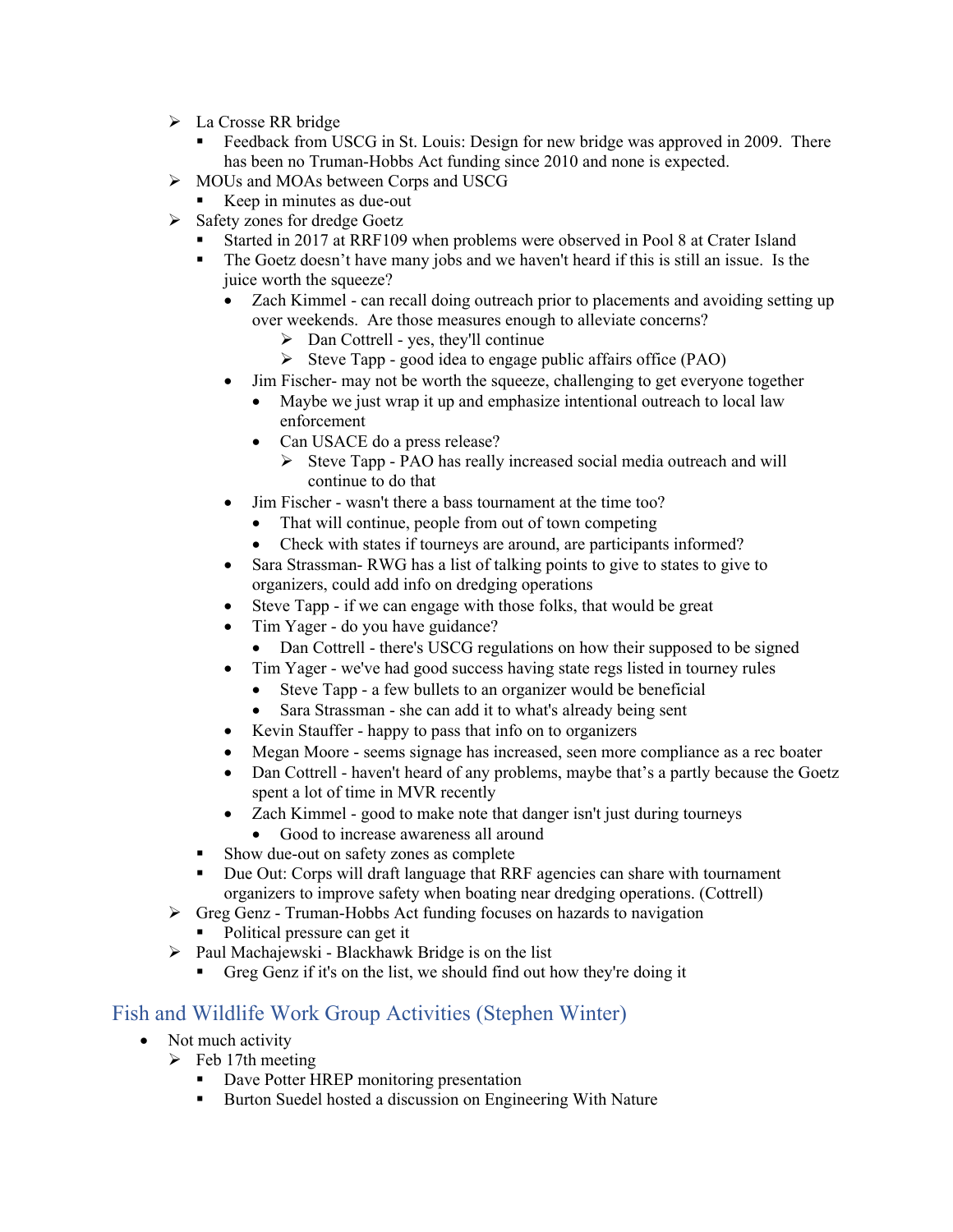- La Crosse RR bridge
  - Feedback from USCG in St. Louis: Design for new bridge was approved in 2009. There has been no Truman-Hobbs Act funding since 2010 and none is expected.
- MOUs and MOAs between Corps and USCG
  - Keep in minutes as due-out
- Safety zones for dredge Goetz
  - Started in 2017 at RRF109 when problems were observed in Pool 8 at Crater Island
  - The Goetz doesn't have many jobs and we haven't heard if this is still an issue. Is the juice worth the squeeze?
    - Zach Kimmel - can recall doing outreach prior to placements and avoiding setting up over weekends. Are those measures enough to alleviate concerns?
      - Dan Cottrell - yes, they'll continue
      - Steve Tapp - good idea to engage public affairs office (PAO)
    - Jim Fischer- may not be worth the squeeze, challenging to get everyone together
      - Maybe we just wrap it up and emphasize intentional outreach to local law enforcement
      - Can USACE do a press release?
        - Steve Tapp - PAO has really increased social media outreach and will continue to do that
    - Jim Fischer - wasn't there a bass tournament at the time too?
      - That will continue, people from out of town competing
      - Check with states if tourneys are around, are participants informed?
    - Sara Strassman- RWG has a list of talking points to give to states to give to organizers, could add info on dredging operations
    - Steve Tapp - if we can engage with those folks, that would be great
    - Tim Yager - do you have guidance?
      - Dan Cottrell - there's USCG regulations on how their supposed to be signed
    - Tim Yager - we've had good success having state regs listed in tourney rules
      - Steve Tapp - a few bullets to an organizer would be beneficial
      - Sara Strassman - she can add it to what's already being sent
    - Kevin Stauffer - happy to pass that info on to organizers
    - Megan Moore - seems signage has increased, seen more compliance as a rec boater
    - Dan Cottrell - haven't heard of any problems, maybe that's a partly because the Goetz spent a lot of time in MVR recently
    - Zach Kimmel - good to make note that danger isn't just during tourneys
      - Good to increase awareness all around
  - Show due-out on safety zones as complete
  - Due Out: Corps will draft language that RRF agencies can share with tournament organizers to improve safety when boating near dredging operations. (Cottrell)
- Greg Genz - Truman-Hobbs Act funding focuses on hazards to navigation
  - Political pressure can get it
- Paul Machajewski - Blackhawk Bridge is on the list
  - Greg Genz if it's on the list, we should find out how they're doing it

## Fish and Wildlife Work Group Activities (Stephen Winter)

- Not much activity
  - Feb 17th meeting
    - Dave Potter HREP monitoring presentation
    - Burton Suedel hosted a discussion on Engineering With Nature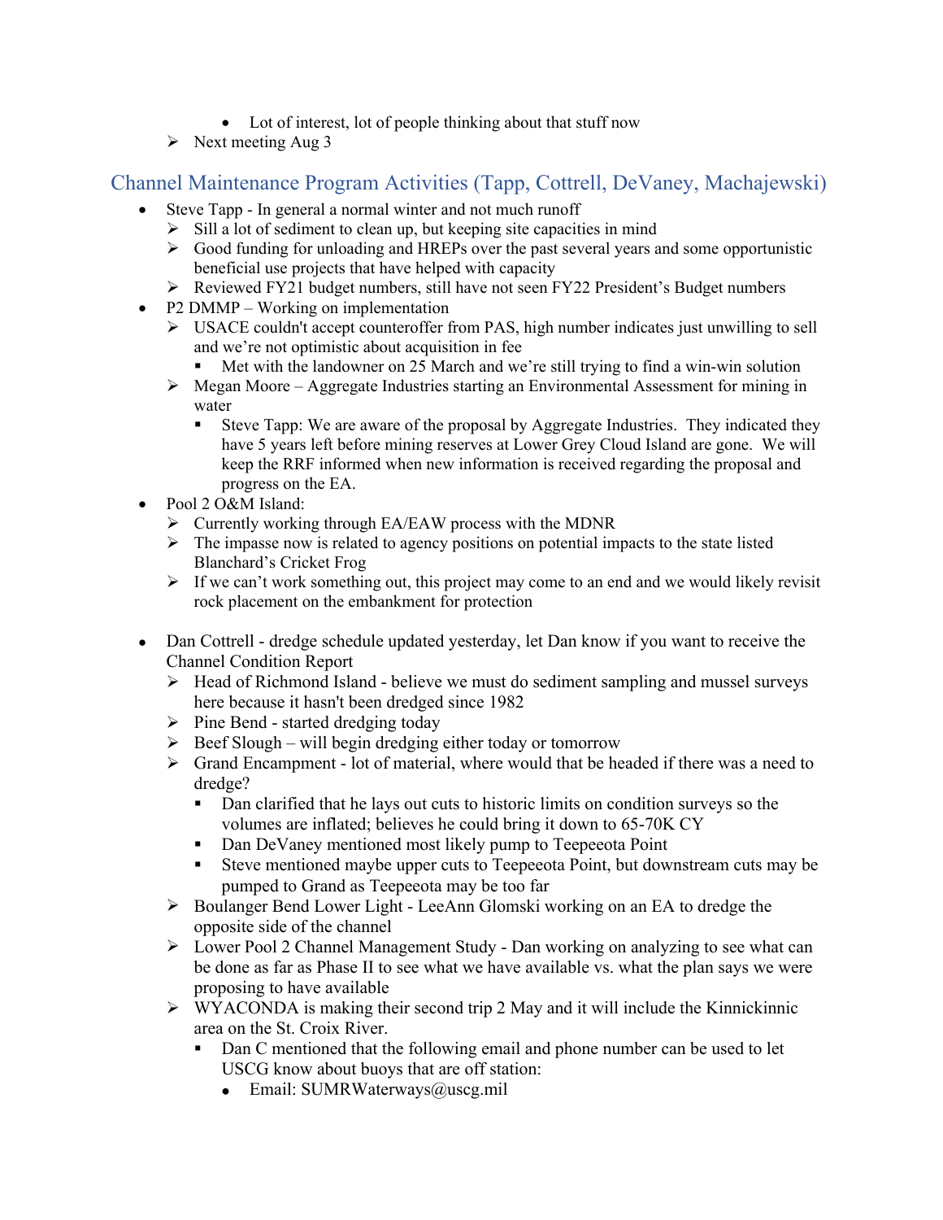- Lot of interest, lot of people thinking about that stuff now
- Next meeting Aug 3

## Channel Maintenance Program Activities (Tapp, Cottrell, DeVaney, Machajewski)

- Steve Tapp - In general a normal winter and not much runoff
  - Sill a lot of sediment to clean up, but keeping site capacities in mind
  - Good funding for unloading and HREPs over the past several years and some opportunistic beneficial use projects that have helped with capacity
  - Reviewed FY21 budget numbers, still have not seen FY22 President's Budget numbers
- P2 DMMP – Working on implementation
  - USACE couldn't accept counteroffer from PAS, high number indicates just unwilling to sell and we're not optimistic about acquisition in fee
    - Met with the landowner on 25 March and we're still trying to find a win-win solution
  - Megan Moore – Aggregate Industries starting an Environmental Assessment for mining in water
    - Steve Tapp: We are aware of the proposal by Aggregate Industries. They indicated they have 5 years left before mining reserves at Lower Grey Cloud Island are gone. We will keep the RRF informed when new information is received regarding the proposal and progress on the EA.
- Pool 2 O&M Island:
  - Currently working through EA/EAW process with the MDNR
  - The impasse now is related to agency positions on potential impacts to the state listed Blanchard's Cricket Frog
  - If we can't work something out, this project may come to an end and we would likely revisit rock placement on the embankment for protection

- Dan Cottrell - dredge schedule updated yesterday, let Dan know if you want to receive the Channel Condition Report
  - Head of Richmond Island - believe we must do sediment sampling and mussel surveys here because it hasn't been dredged since 1982
  - Pine Bend - started dredging today
  - Beef Slough – will begin dredging either today or tomorrow
  - Grand Encampment - lot of material, where would that be headed if there was a need to dredge?
    - Dan clarified that he lays out cuts to historic limits on condition surveys so the volumes are inflated; believes he could bring it down to 65-70K CY
    - Dan DeVaney mentioned most likely pump to Teepeeota Point
    - Steve mentioned maybe upper cuts to Teepeeota Point, but downstream cuts may be pumped to Grand as Teepeeota may be too far
  - Boulanger Bend Lower Light - LeeAnn Glomski working on an EA to dredge the opposite side of the channel
  - Lower Pool 2 Channel Management Study - Dan working on analyzing to see what can be done as far as Phase II to see what we have available vs. what the plan says we were proposing to have available
  - WYACONDA is making their second trip 2 May and it will include the Kinnickinnic area on the St. Croix River.
    - Dan C mentioned that the following email and phone number can be used to let USCG know about buoys that are off station:
      - Email: SUMRWaterways@uscg.mil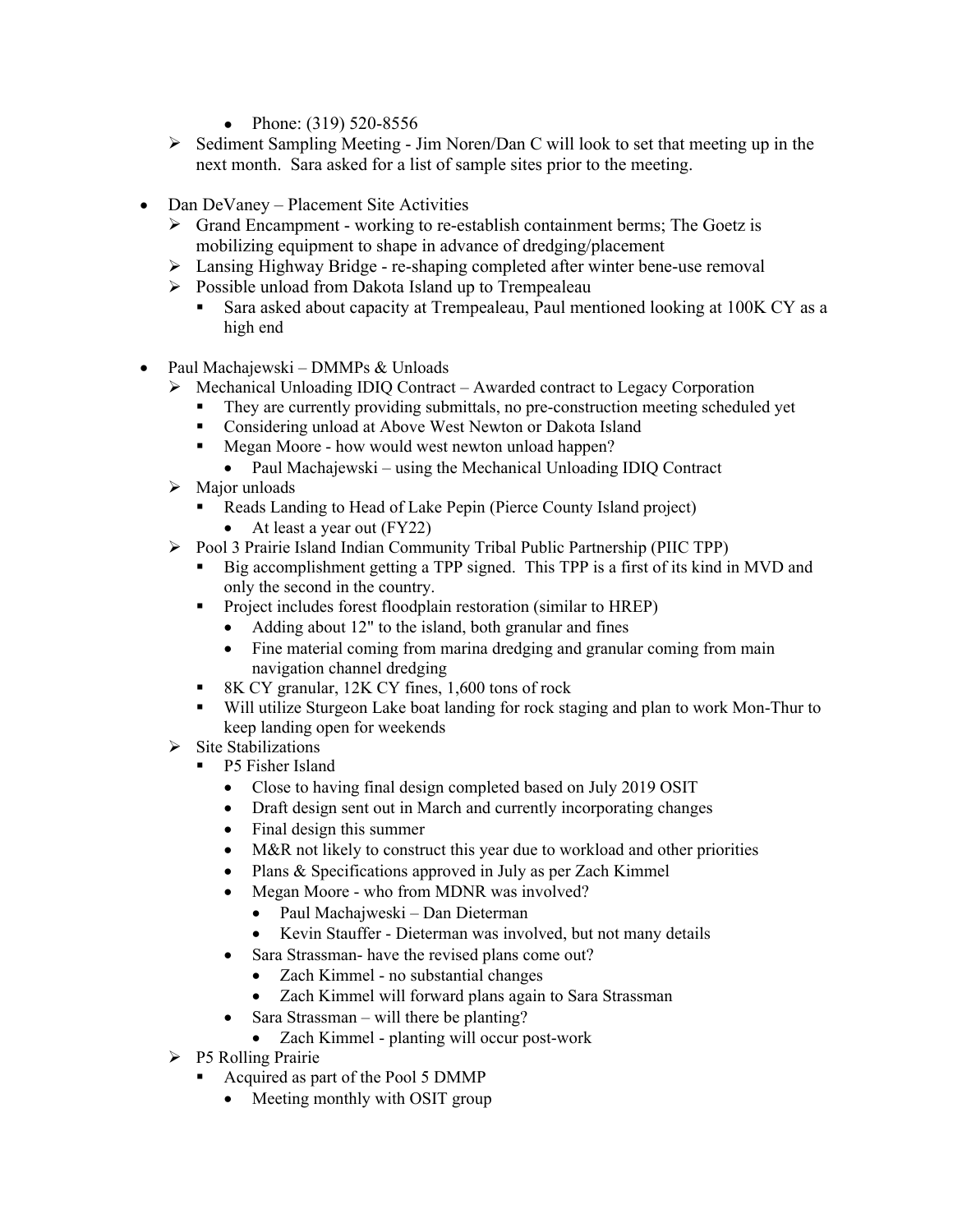- Phone: (319) 520-8556
    - Sediment Sampling Meeting - Jim Noren/Dan C will look to set that meeting up in the next month. Sara asked for a list of sample sites prior to the meeting.

- Dan DeVaney – Placement Site Activities
    - Grand Encampment - working to re-establish containment berms; The Goetz is mobilizing equipment to shape in advance of dredging/placement
    - Lansing Highway Bridge - re-shaping completed after winter bene-use removal
    - Possible unload from Dakota Island up to Trempealeau
        - Sara asked about capacity at Trempealeau, Paul mentioned looking at 100K CY as a high end

- Paul Machajewski – DMMPs & Unloads
    - Mechanical Unloading IDIQ Contract – Awarded contract to Legacy Corporation
        - They are currently providing submittals, no pre-construction meeting scheduled yet
        - Considering unload at Above West Newton or Dakota Island
        - Megan Moore - how would west newton unload happen?
            - Paul Machajewski – using the Mechanical Unloading IDIQ Contract
    - Major unloads
        - Reads Landing to Head of Lake Pepin (Pierce County Island project)
            - At least a year out (FY22)
    - Pool 3 Prairie Island Indian Community Tribal Public Partnership (PIIC TPP)
        - Big accomplishment getting a TPP signed. This TPP is a first of its kind in MVD and only the second in the country.
        - Project includes forest floodplain restoration (similar to HREP)
            - Adding about 12" to the island, both granular and fines
            - Fine material coming from marina dredging and granular coming from main navigation channel dredging
        - 8K CY granular, 12K CY fines, 1,600 tons of rock
        - Will utilize Sturgeon Lake boat landing for rock staging and plan to work Mon-Thur to keep landing open for weekends
    - Site Stabilizations
        - P5 Fisher Island
            - Close to having final design completed based on July 2019 OSIT
            - Draft design sent out in March and currently incorporating changes
            - Final design this summer
            - M&R not likely to construct this year due to workload and other priorities
            - Plans & Specifications approved in July as per Zach Kimmel
            - Megan Moore - who from MDNR was involved?
                - Paul Machajweski – Dan Dieterman
                - Kevin Stauffer - Dieterman was involved, but not many details
            - Sara Strassman- have the revised plans come out?
                - Zach Kimmel - no substantial changes
                - Zach Kimmel will forward plans again to Sara Strassman
            - Sara Strassman – will there be planting?
                - Zach Kimmel - planting will occur post-work
    - P5 Rolling Prairie
        - Acquired as part of the Pool 5 DMMP
            - Meeting monthly with OSIT group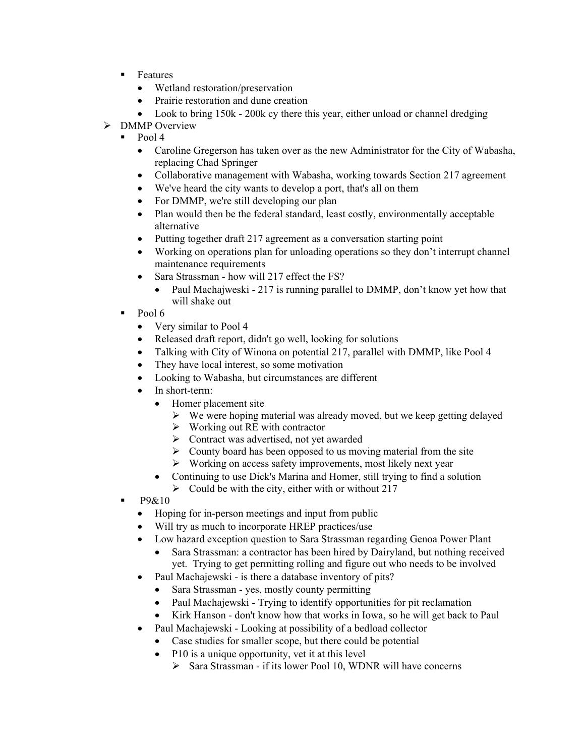- Features
  - Wetland restoration/preservation
  - Prairie restoration and dune creation
  - Look to bring 150k - 200k cy there this year, either unload or channel dredging
- DMMP Overview
  - Pool 4
    - Caroline Gregerson has taken over as the new Administrator for the City of Wabasha, replacing Chad Springer
    - Collaborative management with Wabasha, working towards Section 217 agreement
    - We've heard the city wants to develop a port, that's all on them
    - For DMMP, we're still developing our plan
    - Plan would then be the federal standard, least costly, environmentally acceptable alternative
    - Putting together draft 217 agreement as a conversation starting point
    - Working on operations plan for unloading operations so they don't interrupt channel maintenance requirements
    - Sara Strassman - how will 217 effect the FS?
      - Paul Machajweski - 217 is running parallel to DMMP, don't know yet how that will shake out
  - Pool 6
    - Very similar to Pool 4
    - Released draft report, didn't go well, looking for solutions
    - Talking with City of Winona on potential 217, parallel with DMMP, like Pool 4
    - They have local interest, so some motivation
    - Looking to Wabasha, but circumstances are different
    - In short-term:
      - Homer placement site
        - We were hoping material was already moved, but we keep getting delayed
        - Working out RE with contractor
        - Contract was advertised, not yet awarded
        - County board has been opposed to us moving material from the site
        - Working on access safety improvements, most likely next year
      - Continuing to use Dick's Marina and Homer, still trying to find a solution
        - Could be with the city, either with or without 217
  - P9&10
    - Hoping for in-person meetings and input from public
    - Will try as much to incorporate HREP practices/use
    - Low hazard exception question to Sara Strassman regarding Genoa Power Plant
      - Sara Strassman: a contractor has been hired by Dairyland, but nothing received yet. Trying to get permitting rolling and figure out who needs to be involved
    - Paul Machajewski - is there a database inventory of pits?
      - Sara Strassman - yes, mostly county permitting
      - Paul Machajewski - Trying to identify opportunities for pit reclamation
      - Kirk Hanson - don't know how that works in Iowa, so he will get back to Paul
    - Paul Machajewski - Looking at possibility of a bedload collector
      - Case studies for smaller scope, but there could be potential
      - P10 is a unique opportunity, vet it at this level
        - Sara Strassman - if its lower Pool 10, WDNR will have concerns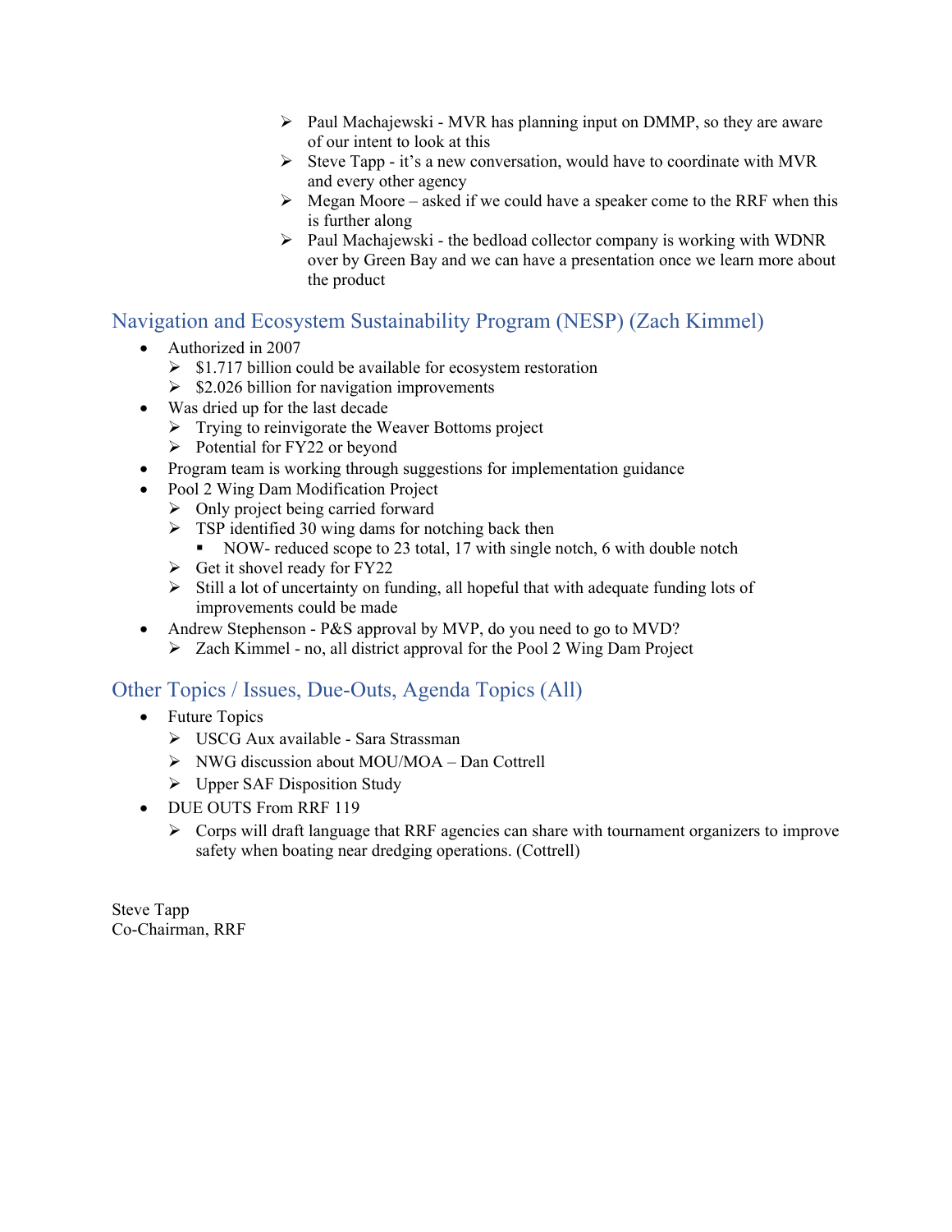- Paul Machajewski - MVR has planning input on DMMP, so they are aware of our intent to look at this
- Steve Tapp - it's a new conversation, would have to coordinate with MVR and every other agency
- Megan Moore – asked if we could have a speaker come to the RRF when this is further along
- Paul Machajewski - the bedload collector company is working with WDNR over by Green Bay and we can have a presentation once we learn more about the product

## Navigation and Ecosystem Sustainability Program (NESP) (Zach Kimmel)

- Authorized in 2007
  - $1.717 billion could be available for ecosystem restoration
  - $2.026 billion for navigation improvements
- Was dried up for the last decade
  - Trying to reinvigorate the Weaver Bottoms project
  - Potential for FY22 or beyond
- Program team is working through suggestions for implementation guidance
- Pool 2 Wing Dam Modification Project
  - Only project being carried forward
  - TSP identified 30 wing dams for notching back then
    - NOW- reduced scope to 23 total, 17 with single notch, 6 with double notch
  - Get it shovel ready for FY22
  - Still a lot of uncertainty on funding, all hopeful that with adequate funding lots of improvements could be made
- Andrew Stephenson - P&S approval by MVP, do you need to go to MVD?
  - Zach Kimmel - no, all district approval for the Pool 2 Wing Dam Project

## Other Topics / Issues, Due-Outs, Agenda Topics (All)

- Future Topics
  - USCG Aux available - Sara Strassman
  - NWG discussion about MOU/MOA – Dan Cottrell
  - Upper SAF Disposition Study
- DUE OUTS From RRF 119
  - Corps will draft language that RRF agencies can share with tournament organizers to improve safety when boating near dredging operations. (Cottrell)

Steve Tapp
Co-Chairman, RRF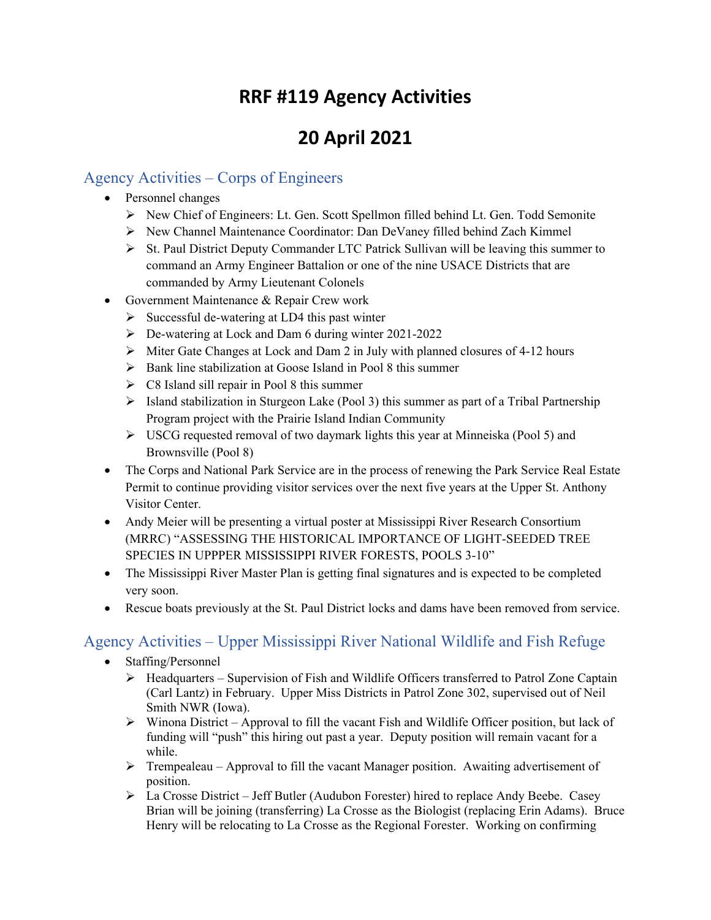# RRF #119 Agency Activities

# 20 April 2021

## Agency Activities – Corps of Engineers

- Personnel changes
  - New Chief of Engineers: Lt. Gen. Scott Spellmon filled behind Lt. Gen. Todd Semonite
  - New Channel Maintenance Coordinator: Dan DeVaney filled behind Zach Kimmel
  - St. Paul District Deputy Commander LTC Patrick Sullivan will be leaving this summer to command an Army Engineer Battalion or one of the nine USACE Districts that are commanded by Army Lieutenant Colonels
- Government Maintenance & Repair Crew work
  - Successful de-watering at LD4 this past winter
  - De-watering at Lock and Dam 6 during winter 2021-2022
  - Miter Gate Changes at Lock and Dam 2 in July with planned closures of 4-12 hours
  - Bank line stabilization at Goose Island in Pool 8 this summer
  - C8 Island sill repair in Pool 8 this summer
  - Island stabilization in Sturgeon Lake (Pool 3) this summer as part of a Tribal Partnership Program project with the Prairie Island Indian Community
  - USCG requested removal of two daymark lights this year at Minneiska (Pool 5) and Brownsville (Pool 8)
- The Corps and National Park Service are in the process of renewing the Park Service Real Estate Permit to continue providing visitor services over the next five years at the Upper St. Anthony Visitor Center.
- Andy Meier will be presenting a virtual poster at Mississippi River Research Consortium (MRRC) "ASSESSING THE HISTORICAL IMPORTANCE OF LIGHT-SEEDED TREE SPECIES IN UPPPER MISSISSIPPI RIVER FORESTS, POOLS 3-10"
- The Mississippi River Master Plan is getting final signatures and is expected to be completed very soon.
- Rescue boats previously at the St. Paul District locks and dams have been removed from service.

## Agency Activities – Upper Mississippi River National Wildlife and Fish Refuge

- Staffing/Personnel
  - Headquarters – Supervision of Fish and Wildlife Officers transferred to Patrol Zone Captain (Carl Lantz) in February. Upper Miss Districts in Patrol Zone 302, supervised out of Neil Smith NWR (Iowa).
  - Winona District – Approval to fill the vacant Fish and Wildlife Officer position, but lack of funding will "push" this hiring out past a year. Deputy position will remain vacant for a while.
  - Trempealeau – Approval to fill the vacant Manager position. Awaiting advertisement of position.
  - La Crosse District – Jeff Butler (Audubon Forester) hired to replace Andy Beebe. Casey Brian will be joining (transferring) La Crosse as the Biologist (replacing Erin Adams). Bruce Henry will be relocating to La Crosse as the Regional Forester. Working on confirming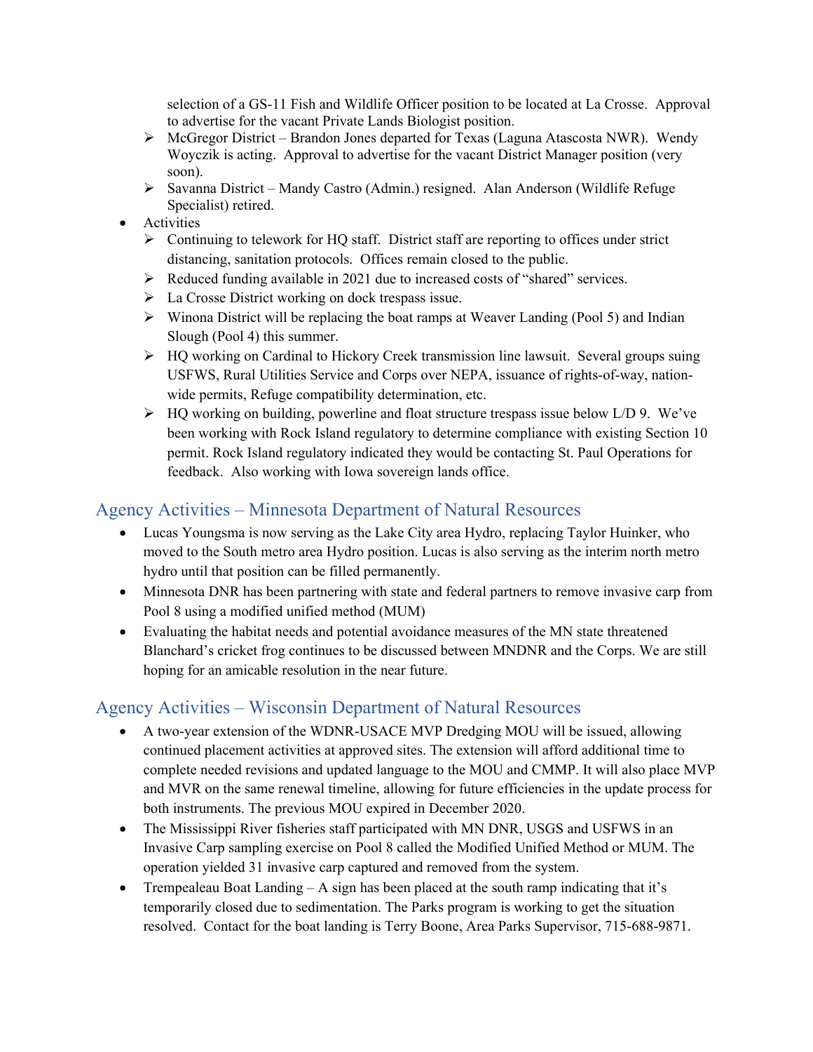selection of a GS-11 Fish and Wildlife Officer position to be located at La Crosse. Approval to advertise for the vacant Private Lands Biologist position.
    - McGregor District – Brandon Jones departed for Texas (Laguna Atascosta NWR). Wendy Woyczik is acting. Approval to advertise for the vacant District Manager position (very soon).
    - Savanna District – Mandy Castro (Admin.) resigned. Alan Anderson (Wildlife Refuge Specialist) retired.
- Activities
    - Continuing to telework for HQ staff. District staff are reporting to offices under strict distancing, sanitation protocols. Offices remain closed to the public.
    - Reduced funding available in 2021 due to increased costs of "shared" services.
    - La Crosse District working on dock trespass issue.
    - Winona District will be replacing the boat ramps at Weaver Landing (Pool 5) and Indian Slough (Pool 4) this summer.
    - HQ working on Cardinal to Hickory Creek transmission line lawsuit. Several groups suing USFWS, Rural Utilities Service and Corps over NEPA, issuance of rights-of-way, nation-wide permits, Refuge compatibility determination, etc.
    - HQ working on building, powerline and float structure trespass issue below L/D 9. We've been working with Rock Island regulatory to determine compliance with existing Section 10 permit. Rock Island regulatory indicated they would be contacting St. Paul Operations for feedback. Also working with Iowa sovereign lands office.

## Agency Activities – Minnesota Department of Natural Resources

- Lucas Youngsma is now serving as the Lake City area Hydro, replacing Taylor Huinker, who moved to the South metro area Hydro position. Lucas is also serving as the interim north metro hydro until that position can be filled permanently.
- Minnesota DNR has been partnering with state and federal partners to remove invasive carp from Pool 8 using a modified unified method (MUM)
- Evaluating the habitat needs and potential avoidance measures of the MN state threatened Blanchard's cricket frog continues to be discussed between MNDNR and the Corps. We are still hoping for an amicable resolution in the near future.

## Agency Activities – Wisconsin Department of Natural Resources

- A two-year extension of the WDNR-USACE MVP Dredging MOU will be issued, allowing continued placement activities at approved sites. The extension will afford additional time to complete needed revisions and updated language to the MOU and CMMP. It will also place MVP and MVR on the same renewal timeline, allowing for future efficiencies in the update process for both instruments. The previous MOU expired in December 2020.
- The Mississippi River fisheries staff participated with MN DNR, USGS and USFWS in an Invasive Carp sampling exercise on Pool 8 called the Modified Unified Method or MUM. The operation yielded 31 invasive carp captured and removed from the system.
- Trempealeau Boat Landing – A sign has been placed at the south ramp indicating that it's temporarily closed due to sedimentation. The Parks program is working to get the situation resolved. Contact for the boat landing is Terry Boone, Area Parks Supervisor, 715-688-9871.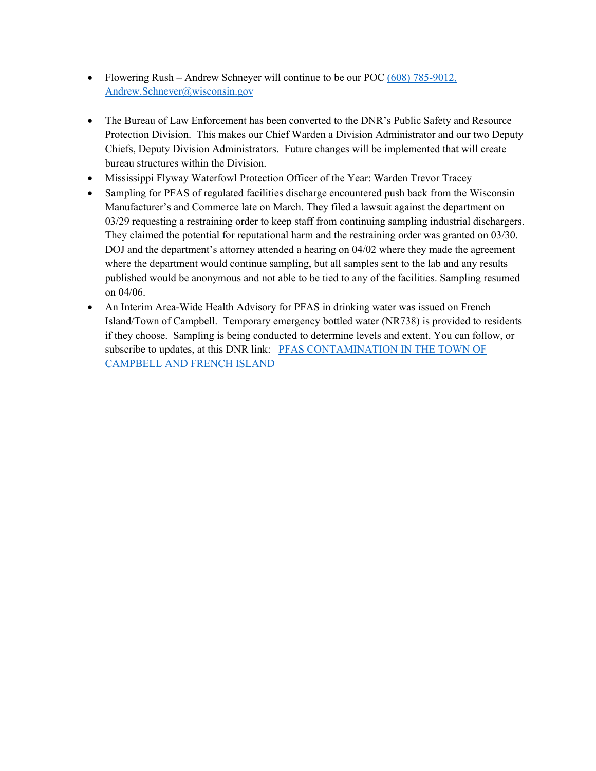- Flowering Rush – Andrew Schneyer will continue to be our POC (608) 785-9012, Andrew.Schneyer@wisconsin.gov

- The Bureau of Law Enforcement has been converted to the DNR's Public Safety and Resource Protection Division. This makes our Chief Warden a Division Administrator and our two Deputy Chiefs, Deputy Division Administrators. Future changes will be implemented that will create bureau structures within the Division.
- Mississippi Flyway Waterfowl Protection Officer of the Year: Warden Trevor Tracey
- Sampling for PFAS of regulated facilities discharge encountered push back from the Wisconsin Manufacturer's and Commerce late on March. They filed a lawsuit against the department on 03/29 requesting a restraining order to keep staff from continuing sampling industrial dischargers. They claimed the potential for reputational harm and the restraining order was granted on 03/30. DOJ and the department's attorney attended a hearing on 04/02 where they made the agreement where the department would continue sampling, but all samples sent to the lab and any results published would be anonymous and not able to be tied to any of the facilities. Sampling resumed on 04/06.
- An Interim Area-Wide Health Advisory for PFAS in drinking water was issued on French Island/Town of Campbell. Temporary emergency bottled water (NR738) is provided to residents if they choose. Sampling is being conducted to determine levels and extent. You can follow, or subscribe to updates, at this DNR link: PFAS CONTAMINATION IN THE TOWN OF CAMPBELL AND FRENCH ISLAND